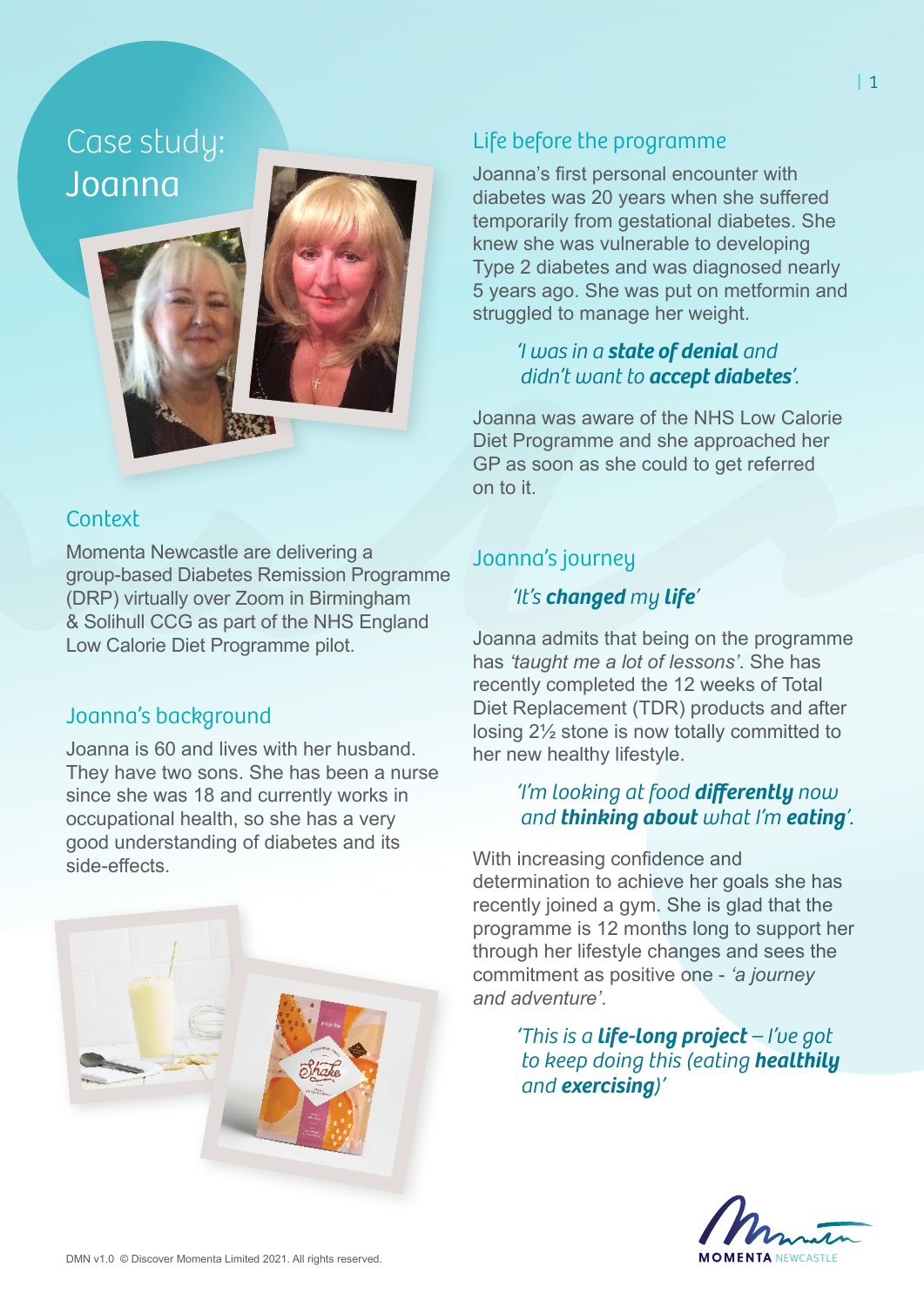# Case study: Joanna

## Context

Momenta Newcastle are delivering a group-based Diabetes Remission Programme (DRP) virtually over Zoom in Birmingham & Solihull CCG as part of the NHS England Low Calorie Diet Programme pilot.

## Joanna's background

Joanna is 60 and lives with her husband. They have two sons. She has been a nurse since she was 18 and currently works in occupational health, so she has a very good understanding of diabetes and its side-effects.

## Life before the programme

Joanna's first personal encounter with diabetes was 20 years when she suffered temporarily from gestational diabetes. She knew she was vulnerable to developing Type 2 diabetes and was diagnosed nearly 5 years ago. She was put on metformin and struggled to manage her weight.

> *'I was in a **state of denial** and didn't want to **accept diabetes**'.*

Joanna was aware of the NHS Low Calorie Diet Programme and she approached her GP as soon as she could to get referred on to it.

## Joanna's journey

> *'It's **changed** my **life**'*

Joanna admits that being on the programme has *'taught me a lot of lessons'*. She has recently completed the 12 weeks of Total Diet Replacement (TDR) products and after losing 2½ stone is now totally committed to her new healthy lifestyle.

> *'I'm looking at food **differently** now and **thinking about** what I'm **eating**'.*

With increasing confidence and determination to achieve her goals she has recently joined a gym. She is glad that the programme is 12 months long to support her through her lifestyle changes and sees the commitment as positive one - *'a journey and adventure'*.

> *'This is a **life-long project** – I've got to keep doing this (eating **healthily** and **exercising**)'*

DMN v1.0 © Discover Momenta Limited 2021. All rights reserved.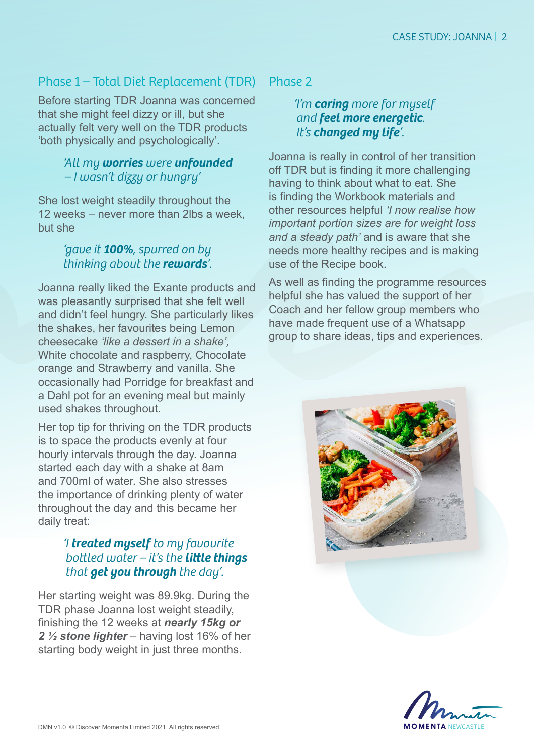## Phase 1 – Total Diet Replacement (TDR)

Before starting TDR Joanna was concerned that she might feel dizzy or ill, but she actually felt very well on the TDR products 'both physically and psychologically'.

> *'All my **worries** were **unfounded** – I wasn't dizzy or hungry'*

She lost weight steadily throughout the 12 weeks – never more than 2lbs a week, but she

> *'gave it **100%**, spurred on by thinking about the **rewards**'.*

Joanna really liked the Exante products and was pleasantly surprised that she felt well and didn't feel hungry. She particularly likes the shakes, her favourites being Lemon cheesecake *'like a dessert in a shake'*, White chocolate and raspberry, Chocolate orange and Strawberry and vanilla. She occasionally had Porridge for breakfast and a Dahl pot for an evening meal but mainly used shakes throughout.

Her top tip for thriving on the TDR products is to space the products evenly at four hourly intervals through the day. Joanna started each day with a shake at 8am and 700ml of water. She also stresses the importance of drinking plenty of water throughout the day and this became her daily treat:

> *'I **treated myself** to my favourite bottled water – it's the **little things** that **get you through** the day'.*

Her starting weight was 89.9kg. During the TDR phase Joanna lost weight steadily, finishing the 12 weeks at ***nearly 15kg or 2 ½ stone lighter*** – having lost 16% of her starting body weight in just three months.

## Phase 2

> *'I'm **caring** more for myself and **feel more energetic**. It's **changed my life**'.*

Joanna is really in control of her transition off TDR but is finding it more challenging having to think about what to eat. She is finding the Workbook materials and other resources helpful *'I now realise how important portion sizes are for weight loss and a steady path'* and is aware that she needs more healthy recipes and is making use of the Recipe book.

As well as finding the programme resources helpful she has valued the support of her Coach and her fellow group members who have made frequent use of a Whatsapp group to share ideas, tips and experiences.

DMN v1.0 © Discover Momenta Limited 2021. All rights reserved.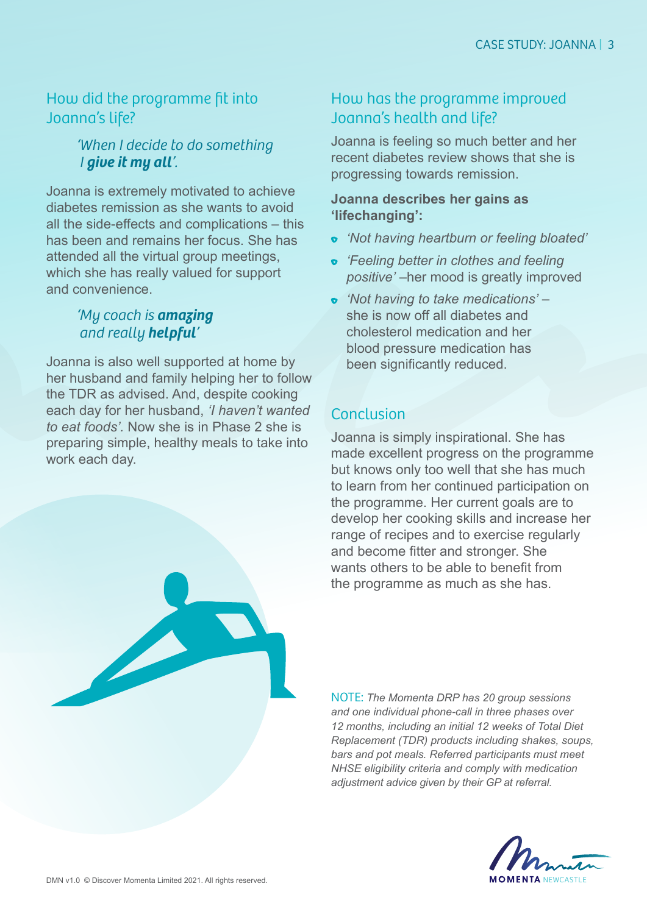## How did the programme fit into Joanna's life?

> *'When I decide to do something I **give it my all**'.*

Joanna is extremely motivated to achieve diabetes remission as she wants to avoid all the side-effects and complications – this has been and remains her focus. She has attended all the virtual group meetings, which she has really valued for support and convenience.

> *'My coach is **amazing** and really **helpful**'*

Joanna is also well supported at home by her husband and family helping her to follow the TDR as advised. And, despite cooking each day for her husband, *'I haven't wanted to eat foods'*. Now she is in Phase 2 she is preparing simple, healthy meals to take into work each day.

## How has the programme improved Joanna's health and life?

Joanna is feeling so much better and her recent diabetes review shows that she is progressing towards remission.

**Joanna describes her gains as 'lifechanging':**

- *'Not having heartburn or feeling bloated'*
- *'Feeling better in clothes and feeling positive'* –her mood is greatly improved
- *'Not having to take medications'* – she is now off all diabetes and cholesterol medication and her blood pressure medication has been significantly reduced.

## Conclusion

Joanna is simply inspirational. She has made excellent progress on the programme but knows only too well that she has much to learn from her continued participation on the programme. Her current goals are to develop her cooking skills and increase her range of recipes and to exercise regularly and become fitter and stronger. She wants others to be able to benefit from the programme as much as she has.

NOTE: *The Momenta DRP has 20 group sessions and one individual phone-call in three phases over 12 months, including an initial 12 weeks of Total Diet Replacement (TDR) products including shakes, soups, bars and pot meals. Referred participants must meet NHSE eligibility criteria and comply with medication adjustment advice given by their GP at referral.*

DMN v1.0 © Discover Momenta Limited 2021. All rights reserved.

MOMENTA NEWCASTLE